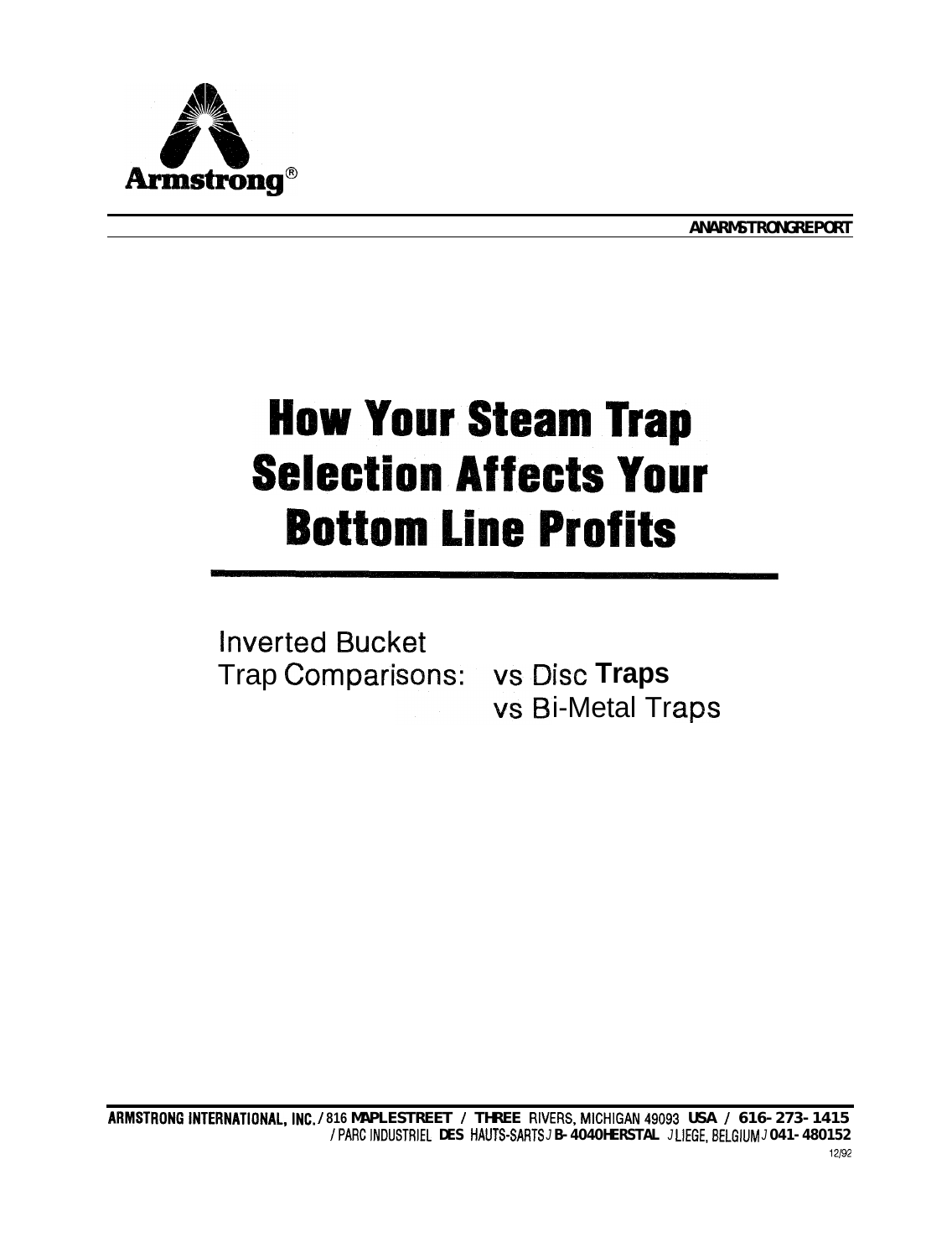Armstrong®

AN ARMSTRONG REPORT

# How Your Steam Trap Selection Affects Your Bottom Line Profits

Inverted Bucket
Trap Comparisons: vs Disc **Traps**
vs Bi-Metal Traps

**ARMSTRONG INTERNATIONAL, INC.** / 816 **MAPLE STREET** / **THREE** RIVERS, MICHIGAN 49093 **USA** / **616-273-1415**
/ PARC INDUSTRIEL **DES** HAUTS-SARTS / **B-4040 HERSTAL** / LIEGE, BELGIUM / **041-480152**

12/92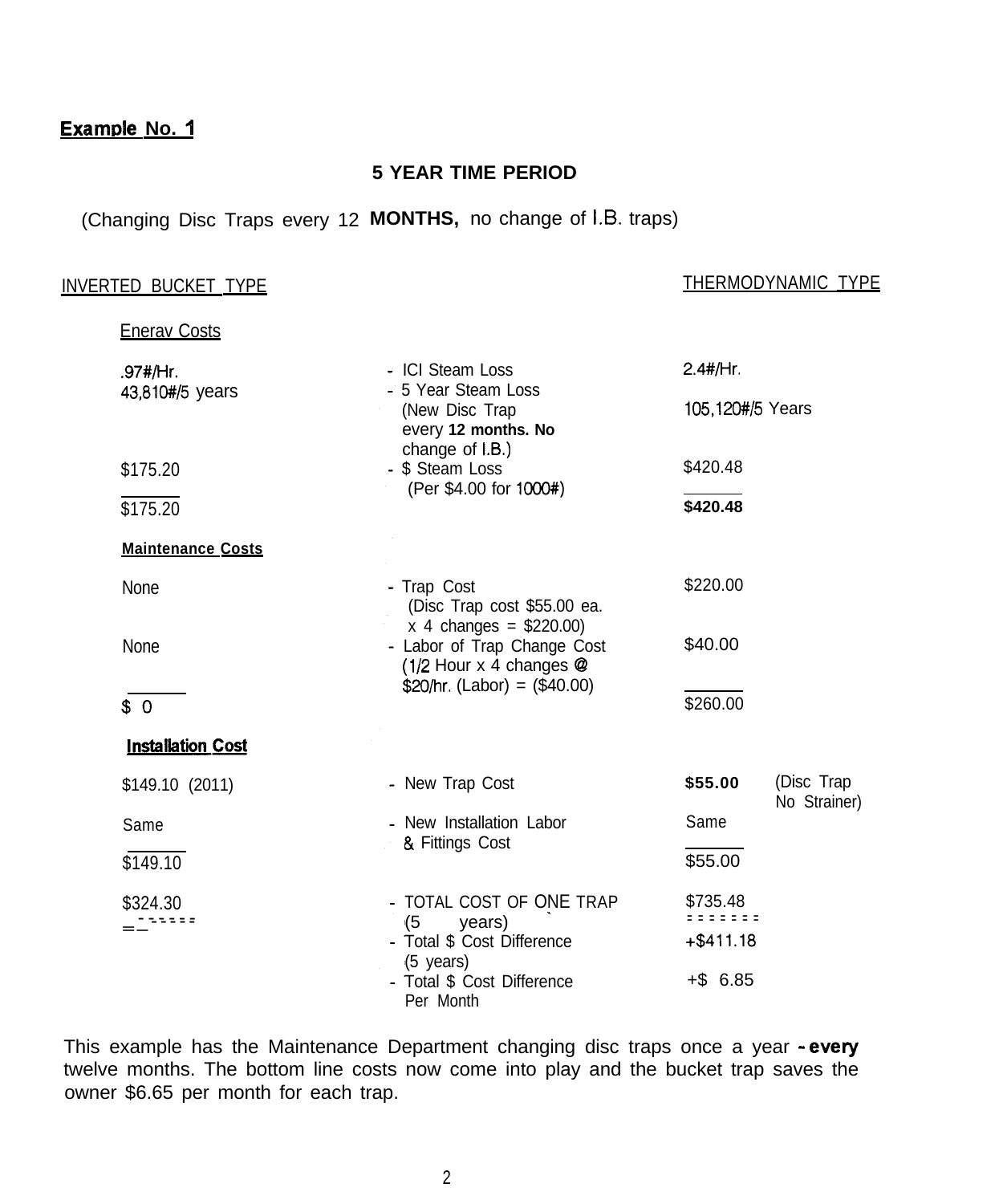**Example No. 1**

**5 YEAR TIME PERIOD**

(Changing Disc Traps every 12 **MONTHS,** no change of I.B. traps)

| INVERTED BUCKET TYPE | | THERMODYNAMIC TYPE | |
|---|---|---|---|
| Energy Costs | | | |
| .97#/Hr. | - ICI Steam Loss | 2.4#/Hr. | |
| 43,810#/5 years | - 5 Year Steam Loss (New Disc Trap every **12 months. No** change of I.B.) | 105,120#/5 Years | |
| $175.20 | - $ Steam Loss (Per $4.00 for 1000#) | $420.48 | |
| $175.20 | | **$420.48** | |
| **Maintenance Costs** | | | |
| None | - Trap Cost (Disc Trap cost $55.00 ea. x 4 changes = $220.00) | $220.00 | |
| None | - Labor of Trap Change Cost (1/2 Hour x 4 changes @ $20/hr. (Labor) = ($40.00) | $40.00 | |
| $ 0 | | $260.00 | |
| **Installation Cost** | | | |
| $149.10 (2011) | - New Trap Cost | **$55.00** | (Disc Trap No Strainer) |
| Same | - New Installation Labor & Fittings Cost | Same | |
| $149.10 | | $55.00 | |
| $324.30 | - TOTAL COST OF ONE TRAP (5 years) | $735.48 | |
| | - Total $ Cost Difference (5 years) | +$411.18 | |
| | - Total $ Cost Difference Per Month | +$ 6.85 | |

This example has the Maintenance Department changing disc traps once a year - **every** twelve months. The bottom line costs now come into play and the bucket trap saves the owner $6.65 per month for each trap.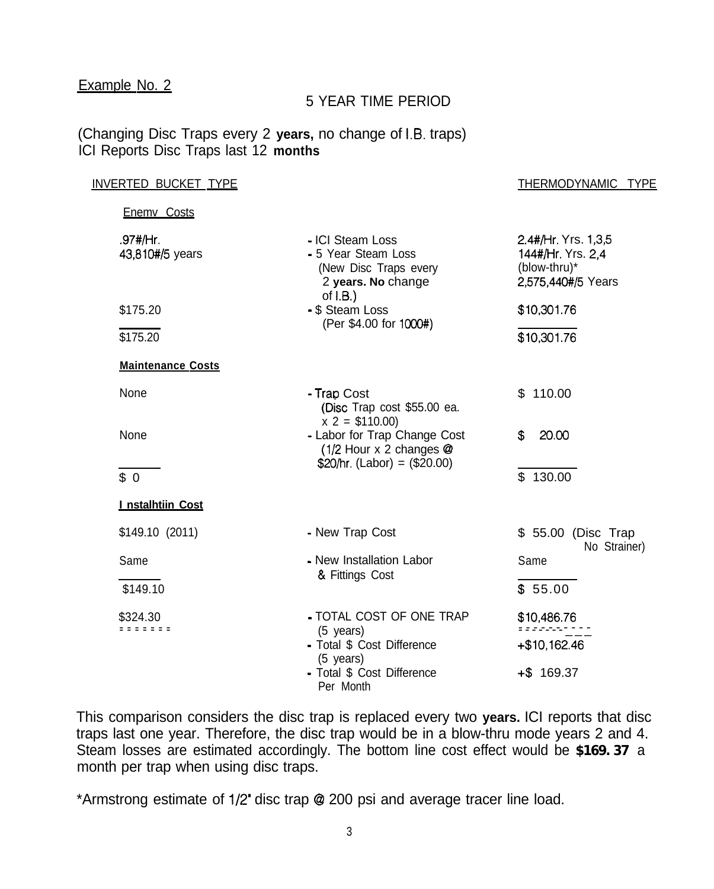Example No. 2

5 YEAR TIME PERIOD

(Changing Disc Traps every 2 **years,** no change of I.B. traps)
ICI Reports Disc Traps last 12 **months**

| INVERTED BUCKET TYPE | | THERMODYNAMIC TYPE |
|---|---|---|
| Enemv Costs | | |
| .97#/Hr. | - ICI Steam Loss | 2.4#/Hr. Yrs. 1,3,5 |
| 43,810#/5 years | - 5 Year Steam Loss (New Disc Traps every 2 **years. No** change of I.B.) | 144#/Hr. Yrs. 2,4 (blow-thru)* 2,575,440#/5 Years |
| $175.20 | - $ Steam Loss (Per $4.00 for 1000#) | $10,301.76 |
| $175.20 | | $10,301.76 |
| **Maintenance Costs** | | |
| None | - Trap Cost (Disc Trap cost $55.00 ea. x 2 = $110.00) | $ 110.00 |
| None | - Labor for Trap Change Cost (1/2 Hour x 2 changes @ $20/hr. (Labor) = ($20.00) | $ 20.00 |
| $ 0 | | $ 130.00 |
| **I nstalhtiin Cost** | | |
| $149.10 (2011) | - New Trap Cost | $ 55.00 (Disc Trap No Strainer) |
| Same | - New Installation Labor & Fittings Cost | Same |
| $149.10 | | $ 55.00 |
| $324.30 | - TOTAL COST OF ONE TRAP (5 years) | $10,486.76 |
| | - Total $ Cost Difference (5 years) | +$10,162.46 |
| | - Total $ Cost Difference Per Month | +$ 169.37 |

This comparison considers the disc trap is replaced every two **years.** ICI reports that disc traps last one year. Therefore, the disc trap would be in a blow-thru mode years 2 and 4. Steam losses are estimated accordingly. The bottom line cost effect would be **$169. 37** a month per trap when using disc traps.

*Armstrong estimate of 1/2" disc trap @ 200 psi and average tracer line load.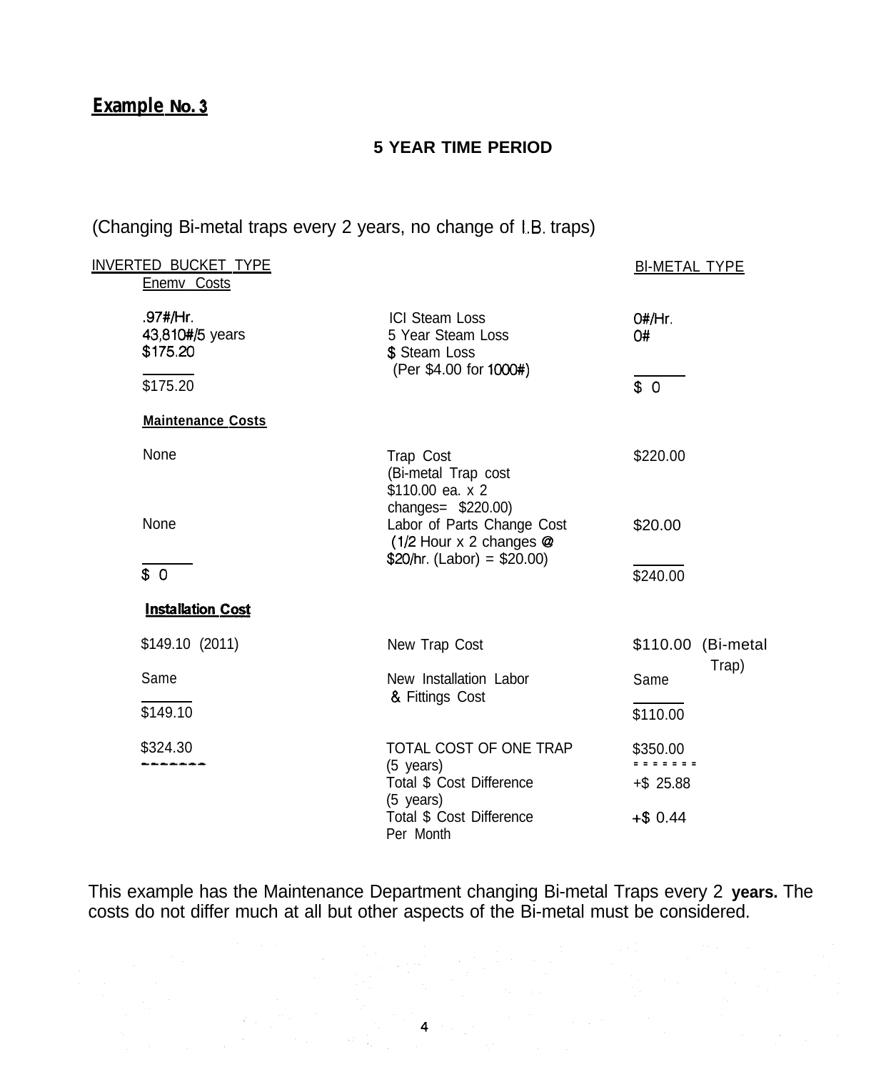## Example No. 3

**5 YEAR TIME PERIOD**

(Changing Bi-metal traps every 2 years, no change of I.B. traps)

| INVERTED BUCKET TYPE | | BI-METAL TYPE |
|---|---|---|
| **Enemv Costs** | | |
| .97#/Hr. | ICI Steam Loss | 0#/Hr. |
| 43,810#/5 years | 5 Year Steam Loss | 0# |
| $175.20 | $ Steam Loss (Per $4.00 for 1000#) | |
| $175.20 | | $ 0 |
| **Maintenance Costs** | | |
| None | Trap Cost (Bi-metal Trap cost $110.00 ea. x 2 changes= $220.00) | $220.00 |
| None | Labor of Parts Change Cost (1/2 Hour x 2 changes @ $20/hr. (Labor) = $20.00) | $20.00 |
| $ 0 | | $240.00 |
| **Installation Cost** | | |
| $149.10 (2011) | New Trap Cost | $110.00 (Bi-metal Trap) |
| Same | New Installation Labor & Fittings Cost | Same |
| $149.10 | | $110.00 |
| $324.30 | TOTAL COST OF ONE TRAP (5 years) | $350.00 |
| | Total $ Cost Difference (5 years) | +$ 25.88 |
| | Total $ Cost Difference Per Month | +$ 0.44 |

This example has the Maintenance Department changing Bi-metal Traps every 2 **years.** The costs do not differ much at all but other aspects of the Bi-metal must be considered.